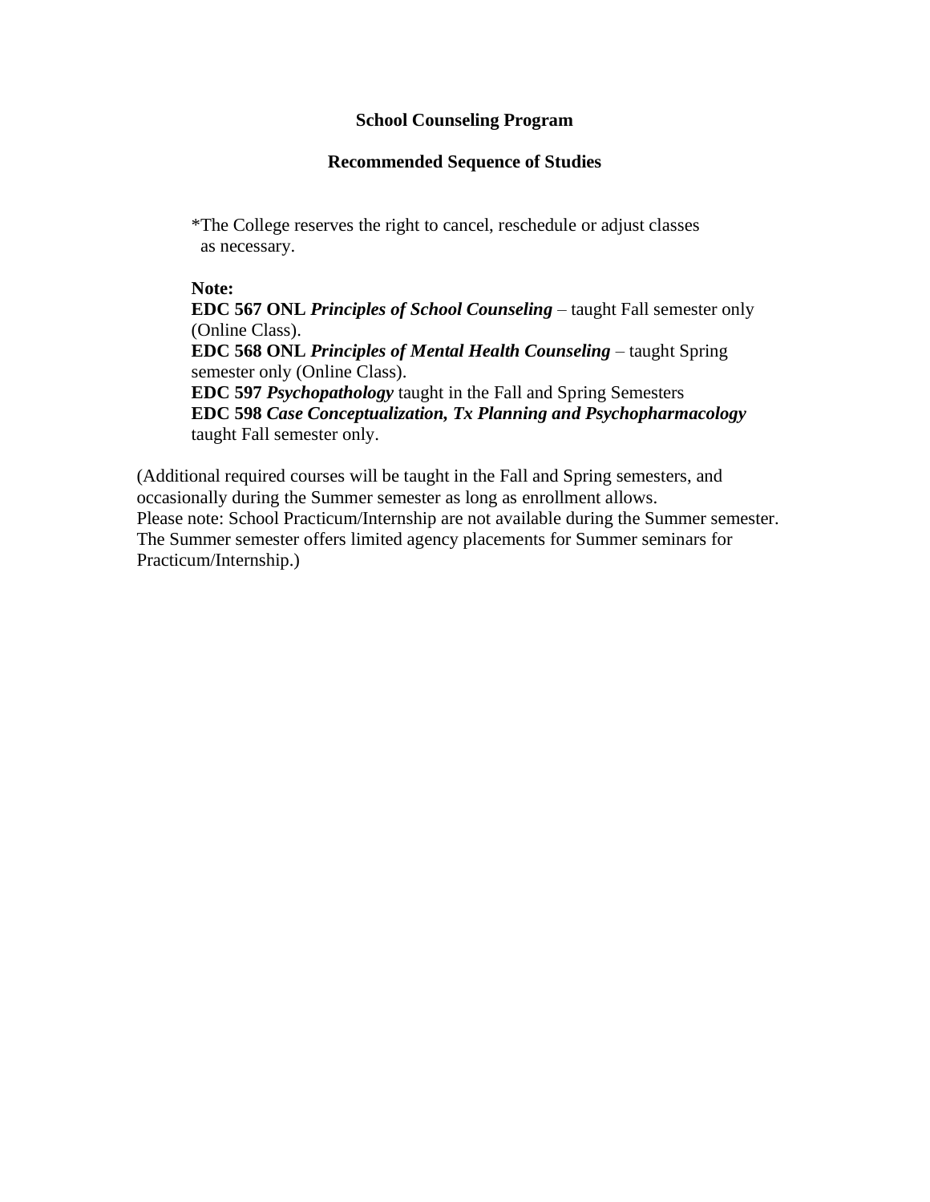# School Counseling Program

## Recommended Sequence of Studies

*The College reserves the right to cancel, reschedule or adjust classes as necessary.

**Note:**
**EDC 567 ONL** ***Principles of School Counseling*** – taught Fall semester only (Online Class).
**EDC 568 ONL** ***Principles of Mental Health Counseling*** – taught Spring semester only (Online Class).
**EDC 597** ***Psychopathology*** taught in the Fall and Spring Semesters
**EDC 598** ***Case Conceptualization, Tx Planning and Psychopharmacology*** taught Fall semester only.

(Additional required courses will be taught in the Fall and Spring semesters, and occasionally during the Summer semester as long as enrollment allows.
Please note: School Practicum/Internship are not available during the Summer semester.
The Summer semester offers limited agency placements for Summer seminars for Practicum/Internship.)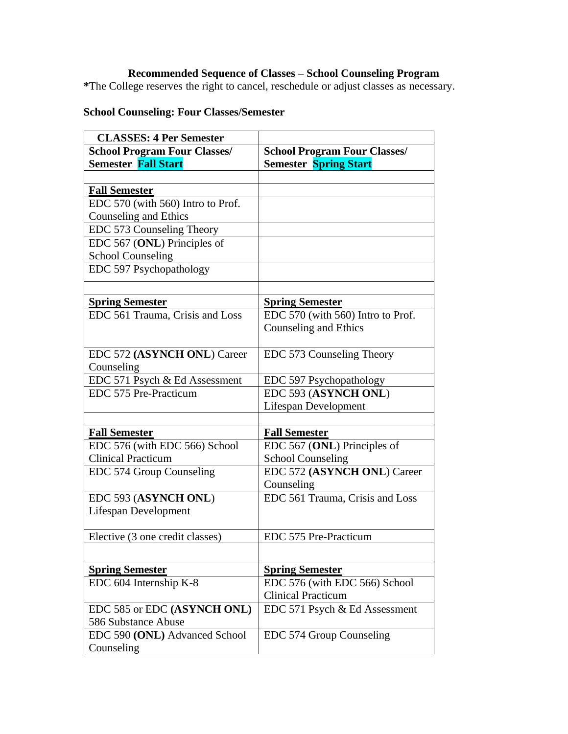**Recommended Sequence of Classes – School Counseling Program**

***The College reserves the right to cancel, reschedule or adjust classes as necessary.**

**School Counseling: Four Classes/Semester**

| **CLASSES: 4 Per Semester** | |
|---|---|
| **School Program Four Classes/ Semester Fall Start** | **School Program Four Classes/ Semester Spring Start** |
| | |
| **Fall Semester** | |
| EDC 570 (with 560) Intro to Prof. Counseling and Ethics | |
| EDC 573 Counseling Theory | |
| EDC 567 (**ONL**) Principles of School Counseling | |
| EDC 597 Psychopathology | |
| | |
| **Spring Semester** | **Spring Semester** |
| EDC 561 Trauma, Crisis and Loss | EDC 570 (with 560) Intro to Prof. Counseling and Ethics |
| EDC 572 **(ASYNCH ONL)** Career Counseling | EDC 573 Counseling Theory |
| EDC 571 Psych & Ed Assessment | EDC 597 Psychopathology |
| EDC 575 Pre-Practicum | EDC 593 (**ASYNCH ONL**) Lifespan Development |
| | |
| **Fall Semester** | **Fall Semester** |
| EDC 576 (with EDC 566) School Clinical Practicum | EDC 567 (**ONL**) Principles of School Counseling |
| EDC 574 Group Counseling | EDC 572 **(ASYNCH ONL)** Career Counseling |
| EDC 593 (**ASYNCH ONL**) Lifespan Development | EDC 561 Trauma, Crisis and Loss |
| Elective (3 one credit classes) | EDC 575 Pre-Practicum |
| | |
| **Spring Semester** | **Spring Semester** |
| EDC 604 Internship K-8 | EDC 576 (with EDC 566) School Clinical Practicum |
| EDC 585 or EDC **(ASYNCH ONL)** 586 Substance Abuse | EDC 571 Psych & Ed Assessment |
| EDC 590 **(ONL)** Advanced School Counseling | EDC 574 Group Counseling |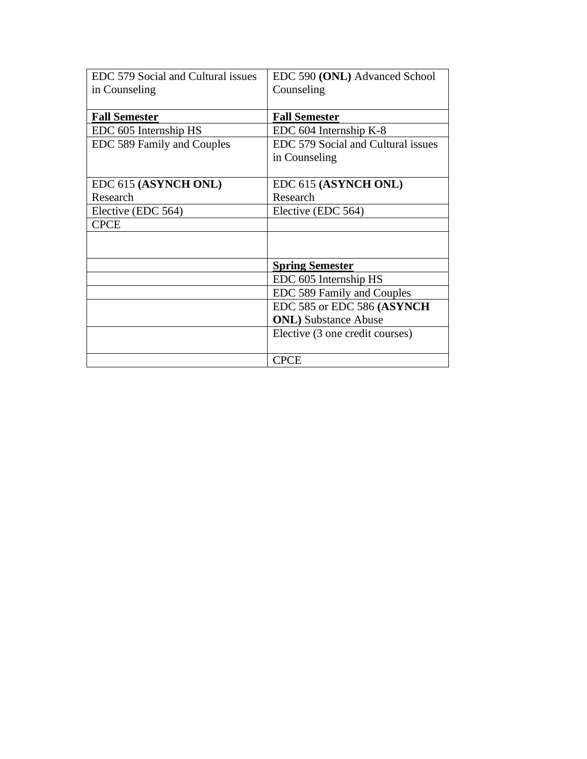| | |
|---|---|
| EDC 579 Social and Cultural issues in Counseling | EDC 590 **(ONL)** Advanced School Counseling |
| **Fall Semester** | **Fall Semester** |
| EDC 605 Internship HS | EDC 604 Internship K-8 |
| EDC 589 Family and Couples | EDC 579 Social and Cultural issues in Counseling |
| EDC 615 **(ASYNCH ONL)** Research | EDC 615 **(ASYNCH ONL)** Research |
| Elective (EDC 564) | Elective (EDC 564) |
| CPCE | |
| | |
| | **Spring Semester** |
| | EDC 605 Internship HS |
| | EDC 589 Family and Couples |
| | EDC 585 or EDC 586 **(ASYNCH ONL)** Substance Abuse |
| | Elective (3 one credit courses) |
| | CPCE |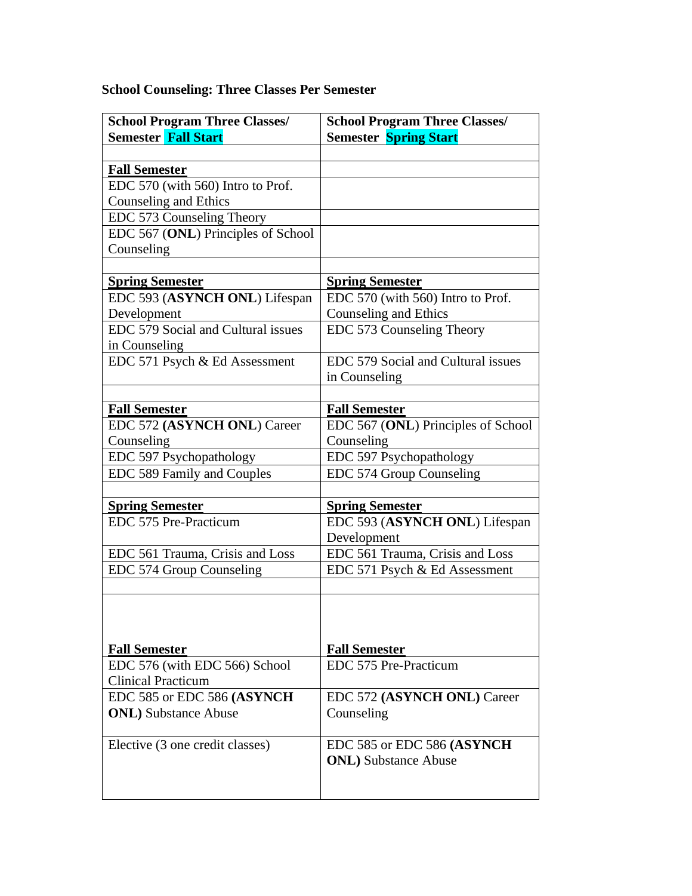**School Counseling: Three Classes Per Semester**

| School Program Three Classes/ Semester **Fall Start** | School Program Three Classes/ Semester **Spring Start** |
|---|---|
| | |
| **Fall Semester** | |
| EDC 570 (with 560) Intro to Prof. Counseling and Ethics | |
| EDC 573 Counseling Theory | |
| EDC 567 (**ONL**) Principles of School Counseling | |
| | |
| **Spring Semester** | **Spring Semester** |
| EDC 593 (**ASYNCH ONL**) Lifespan Development | EDC 570 (with 560) Intro to Prof. Counseling and Ethics |
| EDC 579 Social and Cultural issues in Counseling | EDC 573 Counseling Theory |
| EDC 571 Psych & Ed Assessment | EDC 579 Social and Cultural issues in Counseling |
| | |
| **Fall Semester** | **Fall Semester** |
| EDC 572 **(ASYNCH ONL**) Career Counseling | EDC 567 (**ONL**) Principles of School Counseling |
| EDC 597 Psychopathology | EDC 597 Psychopathology |
| EDC 589 Family and Couples | EDC 574 Group Counseling |
| | |
| **Spring Semester** | **Spring Semester** |
| EDC 575 Pre-Practicum | EDC 593 (**ASYNCH ONL**) Lifespan Development |
| EDC 561 Trauma, Crisis and Loss | EDC 561 Trauma, Crisis and Loss |
| EDC 574 Group Counseling | EDC 571 Psych & Ed Assessment |
| | |
| **Fall Semester** | **Fall Semester** |
| EDC 576 (with EDC 566) School Clinical Practicum | EDC 575 Pre-Practicum |
| EDC 585 or EDC 586 **(ASYNCH ONL)** Substance Abuse | EDC 572 **(ASYNCH ONL)** Career Counseling |
| Elective (3 one credit classes) | EDC 585 or EDC 586 **(ASYNCH ONL)** Substance Abuse |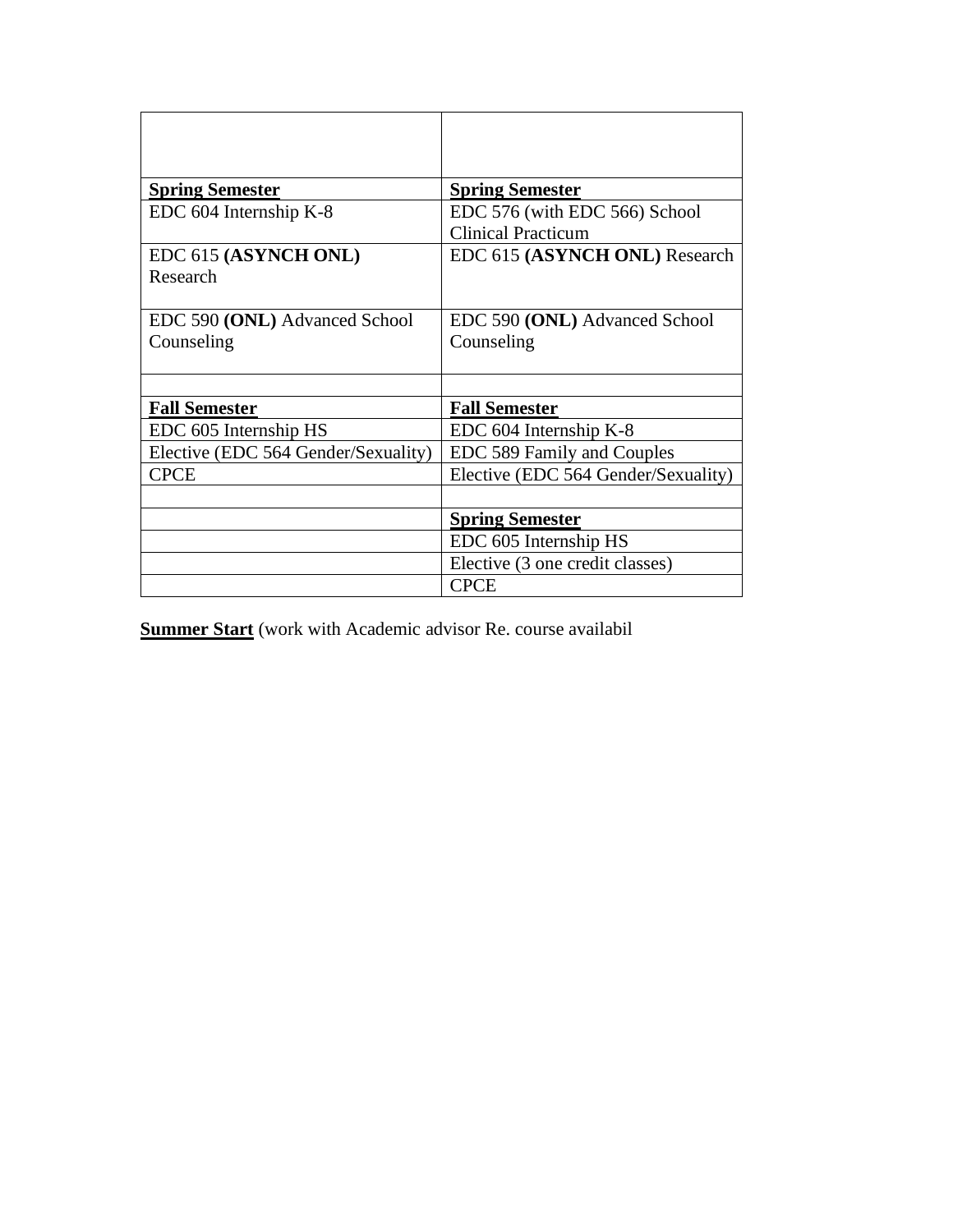| | |
|---|---|
| **Spring Semester** | **Spring Semester** |
| EDC 604 Internship K-8 | EDC 576 (with EDC 566) School Clinical Practicum |
| EDC 615 **(ASYNCH ONL)** Research | EDC 615 **(ASYNCH ONL)** Research |
| EDC 590 **(ONL)** Advanced School Counseling | EDC 590 **(ONL)** Advanced School Counseling |
| | |
| **Fall Semester** | **Fall Semester** |
| EDC 605 Internship HS | EDC 604 Internship K-8 |
| Elective (EDC 564 Gender/Sexuality) | EDC 589 Family and Couples |
| CPCE | Elective (EDC 564 Gender/Sexuality) |
| | |
| | **Spring Semester** |
| | EDC 605 Internship HS |
| | Elective (3 one credit classes) |
| | CPCE |

**Summer Start** (work with Academic advisor Re. course availabil